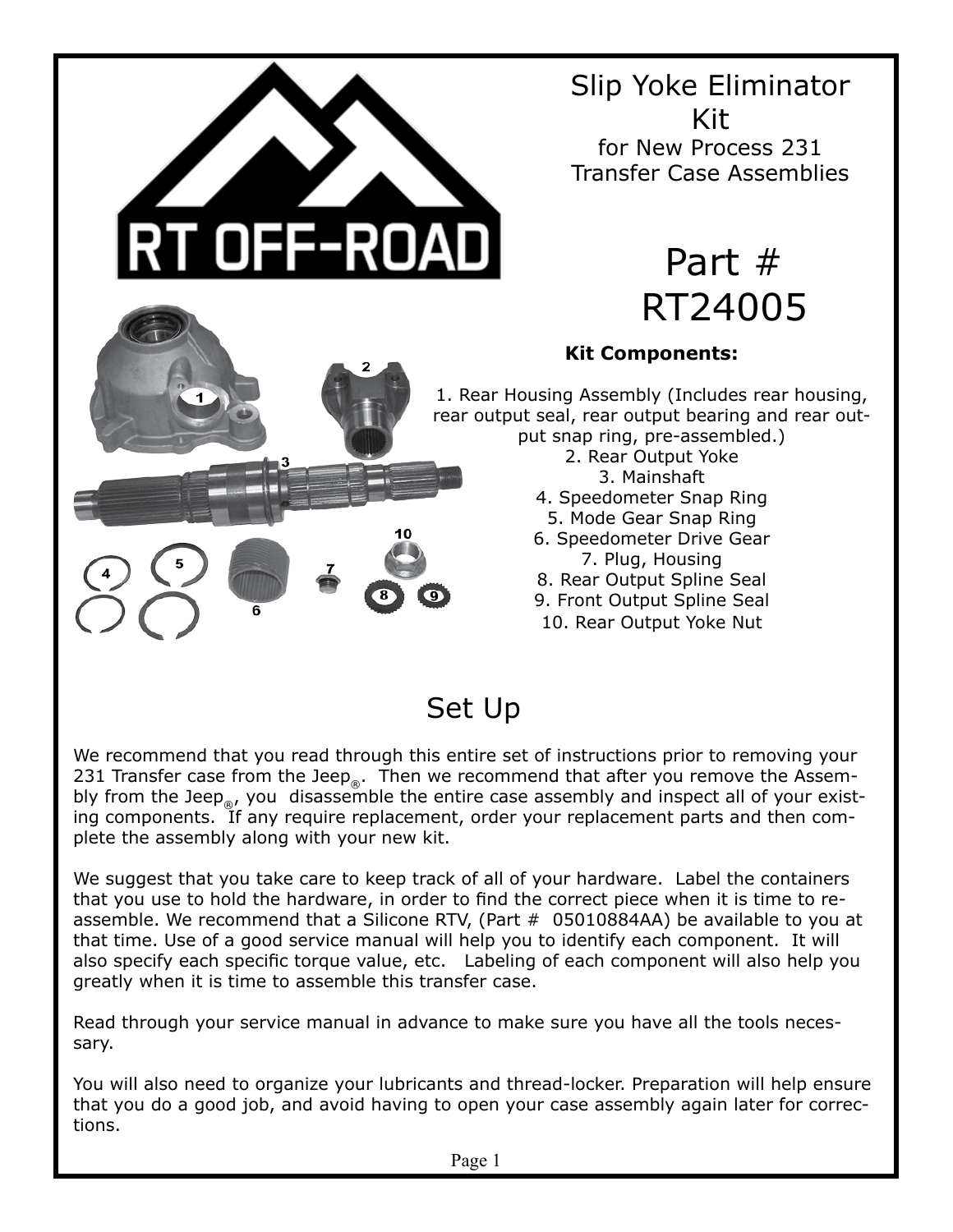# Slip Yoke Eliminator Kit

for New Process 231 Transfer Case Assemblies

# Part # RT24005

**Kit Components:**

1. Rear Housing Assembly (Includes rear housing, rear output seal, rear output bearing and rear output snap ring, pre-assembled.)
2. Rear Output Yoke
3. Mainshaft
4. Speedometer Snap Ring
5. Mode Gear Snap Ring
6. Speedometer Drive Gear
7. Plug, Housing
8. Rear Output Spline Seal
9. Front Output Spline Seal
10. Rear Output Yoke Nut

## Set Up

We recommend that you read through this entire set of instructions prior to removing your 231 Transfer case from the Jeep®. Then we recommend that after you remove the Assembly from the Jeep®, you disassemble the entire case assembly and inspect all of your existing components. If any require replacement, order your replacement parts and then complete the assembly along with your new kit.

We suggest that you take care to keep track of all of your hardware. Label the containers that you use to hold the hardware, in order to find the correct piece when it is time to re-assemble. We recommend that a Silicone RTV, (Part # 05010884AA) be available to you at that time. Use of a good service manual will help you to identify each component. It will also specify each specific torque value, etc. Labeling of each component will also help you greatly when it is time to assemble this transfer case.

Read through your service manual in advance to make sure you have all the tools necessary.

You will also need to organize your lubricants and thread-locker. Preparation will help ensure that you do a good job, and avoid having to open your case assembly again later for corrections.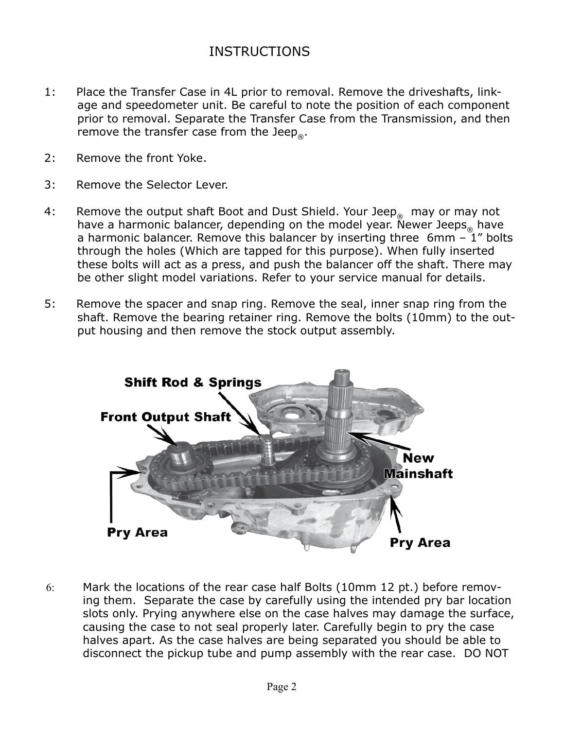# INSTRUCTIONS

1: Place the Transfer Case in 4L prior to removal. Remove the driveshafts, linkage and speedometer unit. Be careful to note the position of each component prior to removal. Separate the Transfer Case from the Transmission, and then remove the transfer case from the Jeep®.

2: Remove the front Yoke.

3: Remove the Selector Lever.

4: Remove the output shaft Boot and Dust Shield. Your Jeep® may or may not have a harmonic balancer, depending on the model year. Newer Jeeps® have a harmonic balancer. Remove this balancer by inserting three 6mm – 1" bolts through the holes (Which are tapped for this purpose). When fully inserted these bolts will act as a press, and push the balancer off the shaft. There may be other slight model variations. Refer to your service manual for details.

5: Remove the spacer and snap ring. Remove the seal, inner snap ring from the shaft. Remove the bearing retainer ring. Remove the bolts (10mm) to the output housing and then remove the stock output assembly.

Shift Rod & Springs

Front Output Shaft

New Mainshaft

Pry Area

Pry Area

6: Mark the locations of the rear case half Bolts (10mm 12 pt.) before removing them. Separate the case by carefully using the intended pry bar location slots only. Prying anywhere else on the case halves may damage the surface, causing the case to not seal properly later. Carefully begin to pry the case halves apart. As the case halves are being separated you should be able to disconnect the pickup tube and pump assembly with the rear case. DO NOT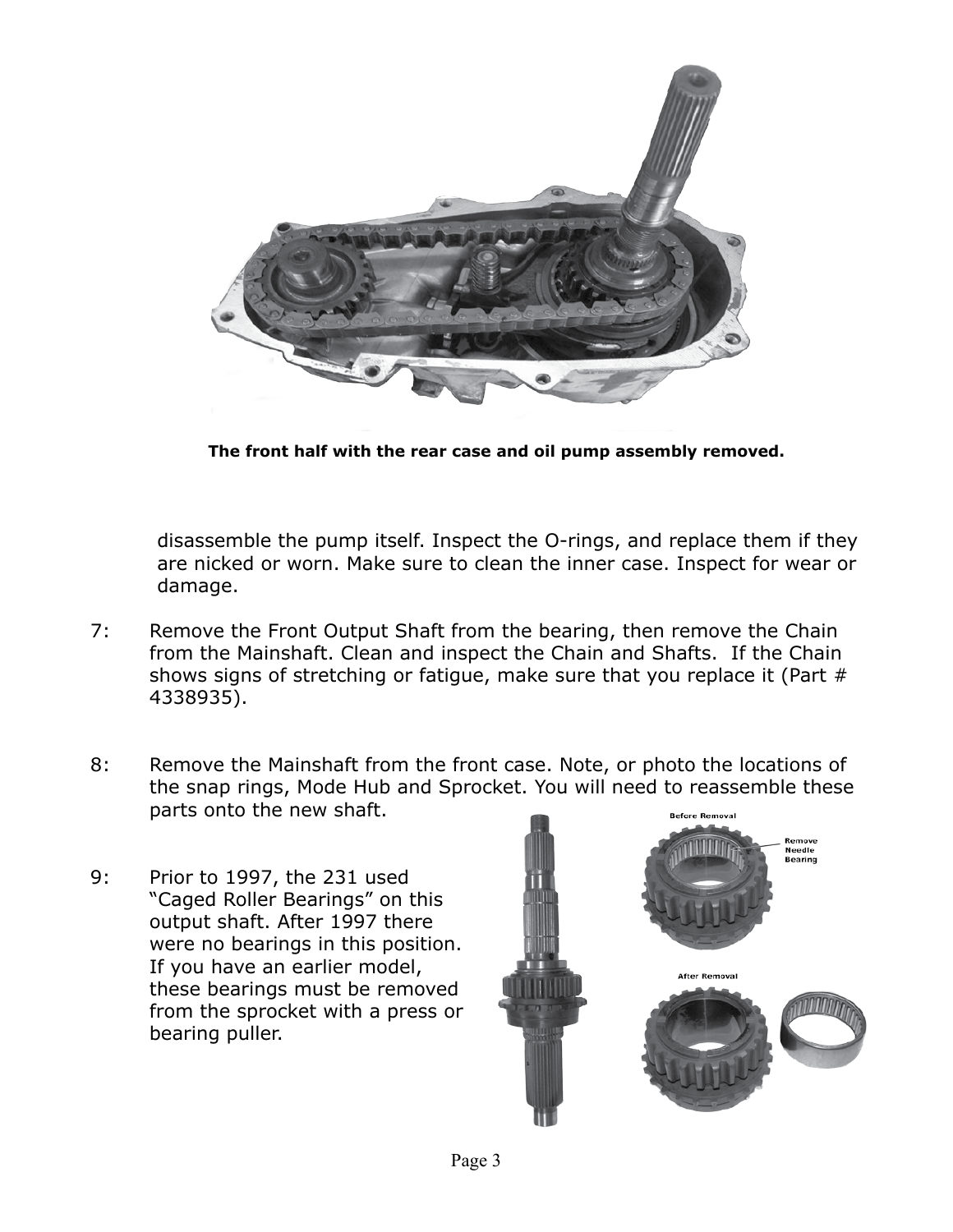**The front half with the rear case and oil pump assembly removed.**

disassemble the pump itself. Inspect the O-rings, and replace them if they are nicked or worn. Make sure to clean the inner case. Inspect for wear or damage.

7: Remove the Front Output Shaft from the bearing, then remove the Chain from the Mainshaft. Clean and inspect the Chain and Shafts. If the Chain shows signs of stretching or fatigue, make sure that you replace it (Part # 4338935).

8: Remove the Mainshaft from the front case. Note, or photo the locations of the snap rings, Mode Hub and Sprocket. You will need to reassemble these parts onto the new shaft.

9: Prior to 1997, the 231 used "Caged Roller Bearings" on this output shaft. After 1997 there were no bearings in this position. If you have an earlier model, these bearings must be removed from the sprocket with a press or bearing puller.

Before Removal

Remove Needle Bearing

After Removal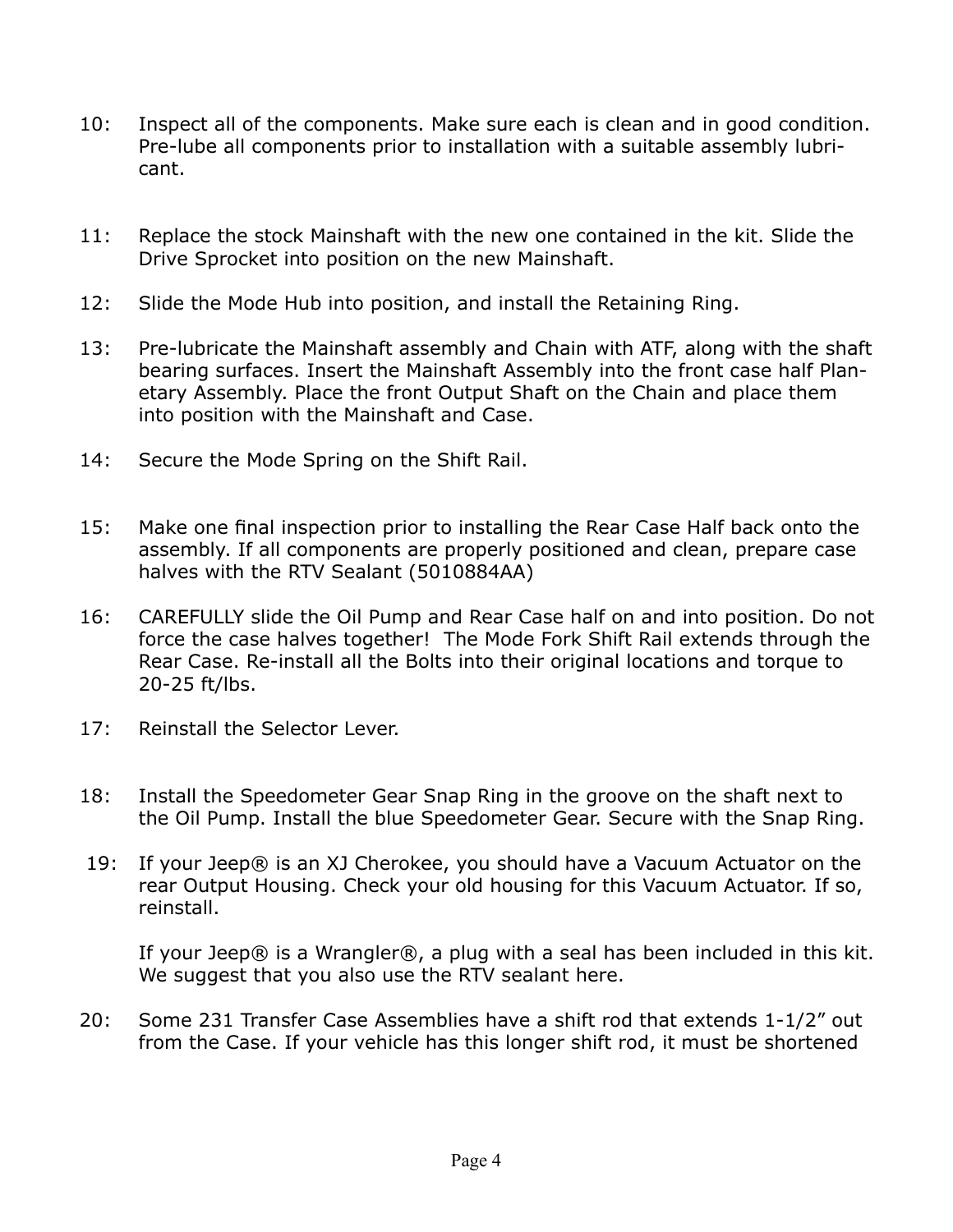10: Inspect all of the components. Make sure each is clean and in good condition. Pre-lube all components prior to installation with a suitable assembly lubricant.

11: Replace the stock Mainshaft with the new one contained in the kit. Slide the Drive Sprocket into position on the new Mainshaft.

12: Slide the Mode Hub into position, and install the Retaining Ring.

13: Pre-lubricate the Mainshaft assembly and Chain with ATF, along with the shaft bearing surfaces. Insert the Mainshaft Assembly into the front case half Planetary Assembly. Place the front Output Shaft on the Chain and place them into position with the Mainshaft and Case.

14: Secure the Mode Spring on the Shift Rail.

15: Make one final inspection prior to installing the Rear Case Half back onto the assembly. If all components are properly positioned and clean, prepare case halves with the RTV Sealant (5010884AA)

16: CAREFULLY slide the Oil Pump and Rear Case half on and into position. Do not force the case halves together! The Mode Fork Shift Rail extends through the Rear Case. Re-install all the Bolts into their original locations and torque to 20-25 ft/lbs.

17: Reinstall the Selector Lever.

18: Install the Speedometer Gear Snap Ring in the groove on the shaft next to the Oil Pump. Install the blue Speedometer Gear. Secure with the Snap Ring.

19: If your Jeep® is an XJ Cherokee, you should have a Vacuum Actuator on the rear Output Housing. Check your old housing for this Vacuum Actuator. If so, reinstall.

If your Jeep® is a Wrangler®, a plug with a seal has been included in this kit. We suggest that you also use the RTV sealant here.

20: Some 231 Transfer Case Assemblies have a shift rod that extends 1-1/2” out from the Case. If your vehicle has this longer shift rod, it must be shortened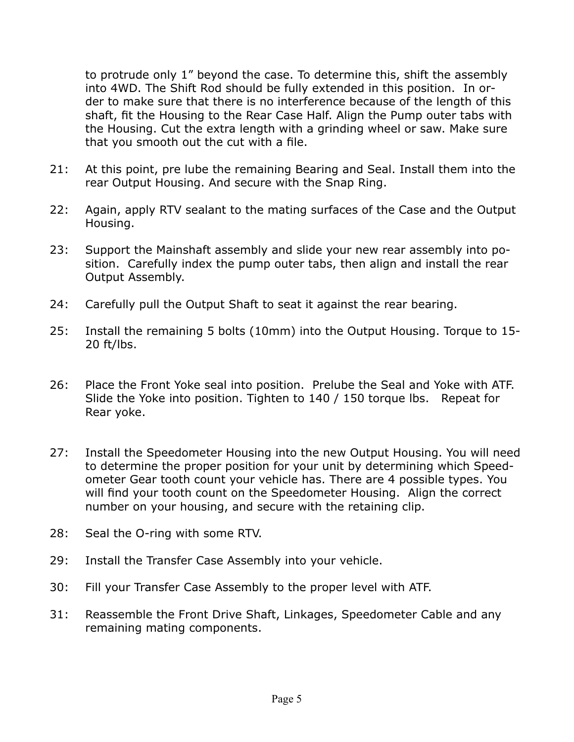to protrude only 1” beyond the case. To determine this, shift the assembly into 4WD. The Shift Rod should be fully extended in this position. In order to make sure that there is no interference because of the length of this shaft, fit the Housing to the Rear Case Half. Align the Pump outer tabs with the Housing. Cut the extra length with a grinding wheel or saw. Make sure that you smooth out the cut with a file.

21: At this point, pre lube the remaining Bearing and Seal. Install them into the rear Output Housing. And secure with the Snap Ring.

22: Again, apply RTV sealant to the mating surfaces of the Case and the Output Housing.

23: Support the Mainshaft assembly and slide your new rear assembly into position. Carefully index the pump outer tabs, then align and install the rear Output Assembly.

24: Carefully pull the Output Shaft to seat it against the rear bearing.

25: Install the remaining 5 bolts (10mm) into the Output Housing. Torque to 15-20 ft/lbs.

26: Place the Front Yoke seal into position. Prelube the Seal and Yoke with ATF. Slide the Yoke into position. Tighten to 140 / 150 torque lbs. Repeat for Rear yoke.

27: Install the Speedometer Housing into the new Output Housing. You will need to determine the proper position for your unit by determining which Speedometer Gear tooth count your vehicle has. There are 4 possible types. You will find your tooth count on the Speedometer Housing. Align the correct number on your housing, and secure with the retaining clip.

28: Seal the O-ring with some RTV.

29: Install the Transfer Case Assembly into your vehicle.

30: Fill your Transfer Case Assembly to the proper level with ATF.

31: Reassemble the Front Drive Shaft, Linkages, Speedometer Cable and any remaining mating components.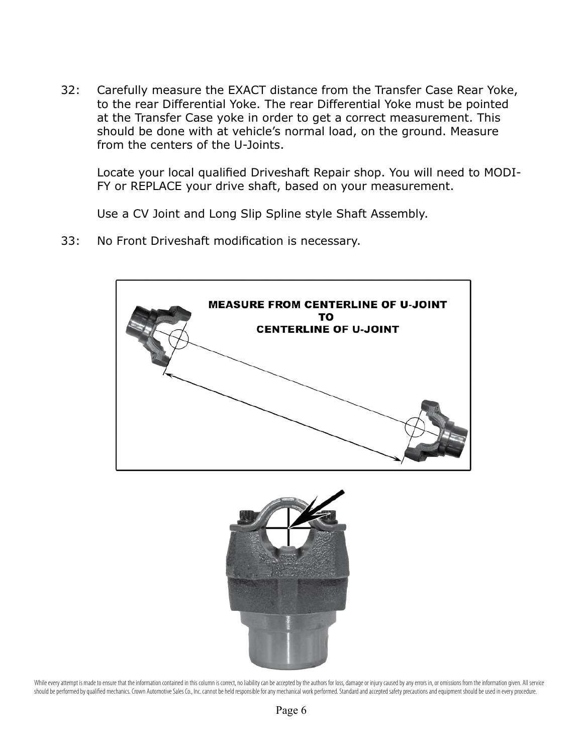32: Carefully measure the EXACT distance from the Transfer Case Rear Yoke, to the rear Differential Yoke. The rear Differential Yoke must be pointed at the Transfer Case yoke in order to get a correct measurement. This should be done with at vehicle's normal load, on the ground. Measure from the centers of the U-Joints.

    Locate your local qualified Driveshaft Repair shop. You will need to MODIFY or REPLACE your drive shaft, based on your measurement.

    Use a CV Joint and Long Slip Spline style Shaft Assembly.

33: No Front Driveshaft modification is necessary.

MEASURE FROM CENTERLINE OF U-JOINT
TO
CENTERLINE OF U-JOINT

While every attempt is made to ensure that the information contained in this column is correct, no liability can be accepted by the authors for loss, damage or injury caused by any errors in, or omissions from the information given. All service should be performed by qualified mechanics. Crown Automotive Sales Co., Inc. cannot be held responsible for any mechanical work performed. Standard and accepted safety precautions and equipment should be used in every procedure.